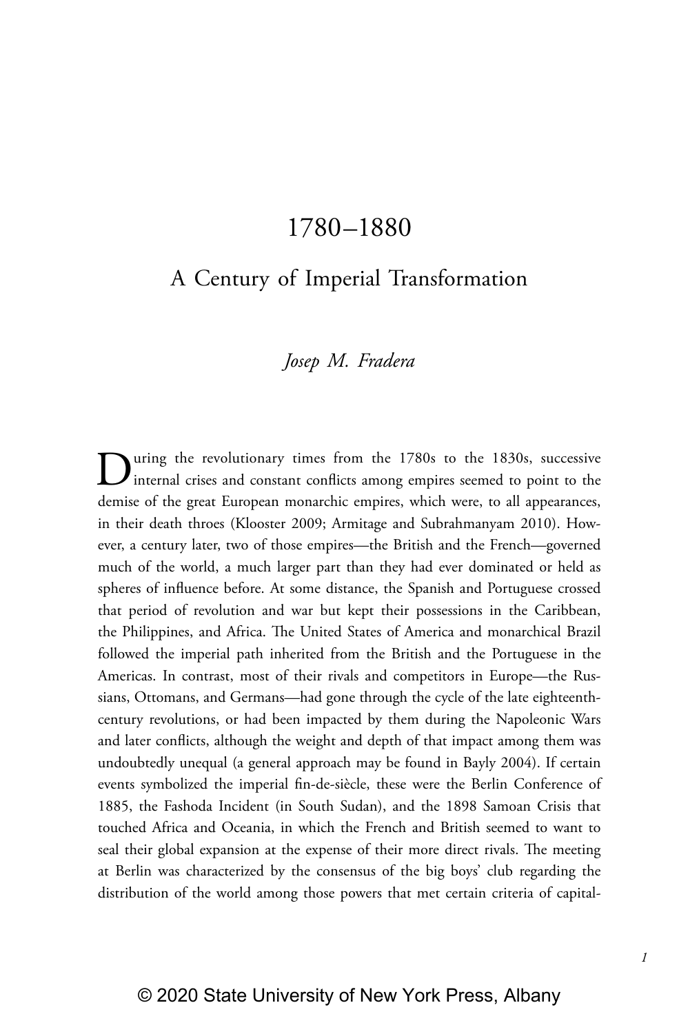# 1780–1880

## A Century of Imperial Transformation

*Josep M. Fradera*

During the revolutionary times from the 1780s to the 1830s, successive internal crises and constant conflicts among empires seemed to point to the demise of the great European monarchic empires, which were, to all appearances, in their death throes (Klooster 2009; Armitage and Subrahmanyam 2010). However, a century later, two of those empires—the British and the French—governed much of the world, a much larger part than they had ever dominated or held as spheres of influence before. At some distance, the Spanish and Portuguese crossed that period of revolution and war but kept their possessions in the Caribbean, the Philippines, and Africa. The United States of America and monarchical Brazil followed the imperial path inherited from the British and the Portuguese in the Americas. In contrast, most of their rivals and competitors in Europe—the Russians, Ottomans, and Germans—had gone through the cycle of the late eighteenth-century revolutions, or had been impacted by them during the Napoleonic Wars and later conflicts, although the weight and depth of that impact among them was undoubtedly unequal (a general approach may be found in Bayly 2004). If certain events symbolized the imperial fin-de-siècle, these were the Berlin Conference of 1885, the Fashoda Incident (in South Sudan), and the 1898 Samoan Crisis that touched Africa and Oceania, in which the French and British seemed to want to seal their global expansion at the expense of their more direct rivals. The meeting at Berlin was characterized by the consensus of the big boys' club regarding the distribution of the world among those powers that met certain criteria of capital-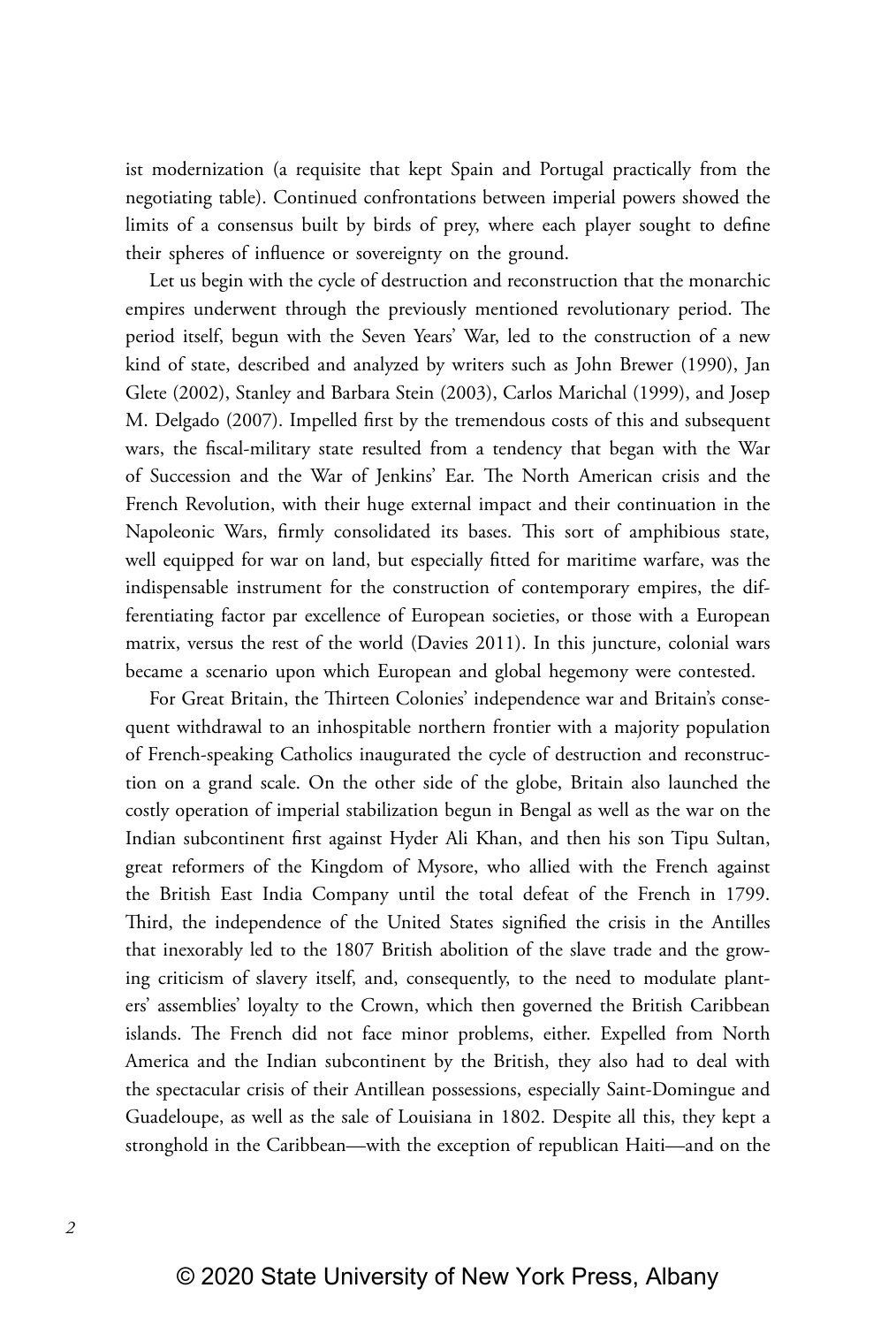ist modernization (a requisite that kept Spain and Portugal practically from the negotiating table). Continued confrontations between imperial powers showed the limits of a consensus built by birds of prey, where each player sought to define their spheres of influence or sovereignty on the ground.

Let us begin with the cycle of destruction and reconstruction that the monarchic empires underwent through the previously mentioned revolutionary period. The period itself, begun with the Seven Years' War, led to the construction of a new kind of state, described and analyzed by writers such as John Brewer (1990), Jan Glete (2002), Stanley and Barbara Stein (2003), Carlos Marichal (1999), and Josep M. Delgado (2007). Impelled first by the tremendous costs of this and subsequent wars, the fiscal-military state resulted from a tendency that began with the War of Succession and the War of Jenkins' Ear. The North American crisis and the French Revolution, with their huge external impact and their continuation in the Napoleonic Wars, firmly consolidated its bases. This sort of amphibious state, well equipped for war on land, but especially fitted for maritime warfare, was the indispensable instrument for the construction of contemporary empires, the differentiating factor par excellence of European societies, or those with a European matrix, versus the rest of the world (Davies 2011). In this juncture, colonial wars became a scenario upon which European and global hegemony were contested.

For Great Britain, the Thirteen Colonies' independence war and Britain's consequent withdrawal to an inhospitable northern frontier with a majority population of French-speaking Catholics inaugurated the cycle of destruction and reconstruction on a grand scale. On the other side of the globe, Britain also launched the costly operation of imperial stabilization begun in Bengal as well as the war on the Indian subcontinent first against Hyder Ali Khan, and then his son Tipu Sultan, great reformers of the Kingdom of Mysore, who allied with the French against the British East India Company until the total defeat of the French in 1799. Third, the independence of the United States signified the crisis in the Antilles that inexorably led to the 1807 British abolition of the slave trade and the growing criticism of slavery itself, and, consequently, to the need to modulate planters' assemblies' loyalty to the Crown, which then governed the British Caribbean islands. The French did not face minor problems, either. Expelled from North America and the Indian subcontinent by the British, they also had to deal with the spectacular crisis of their Antillean possessions, especially Saint-Domingue and Guadeloupe, as well as the sale of Louisiana in 1802. Despite all this, they kept a stronghold in the Caribbean—with the exception of republican Haiti—and on the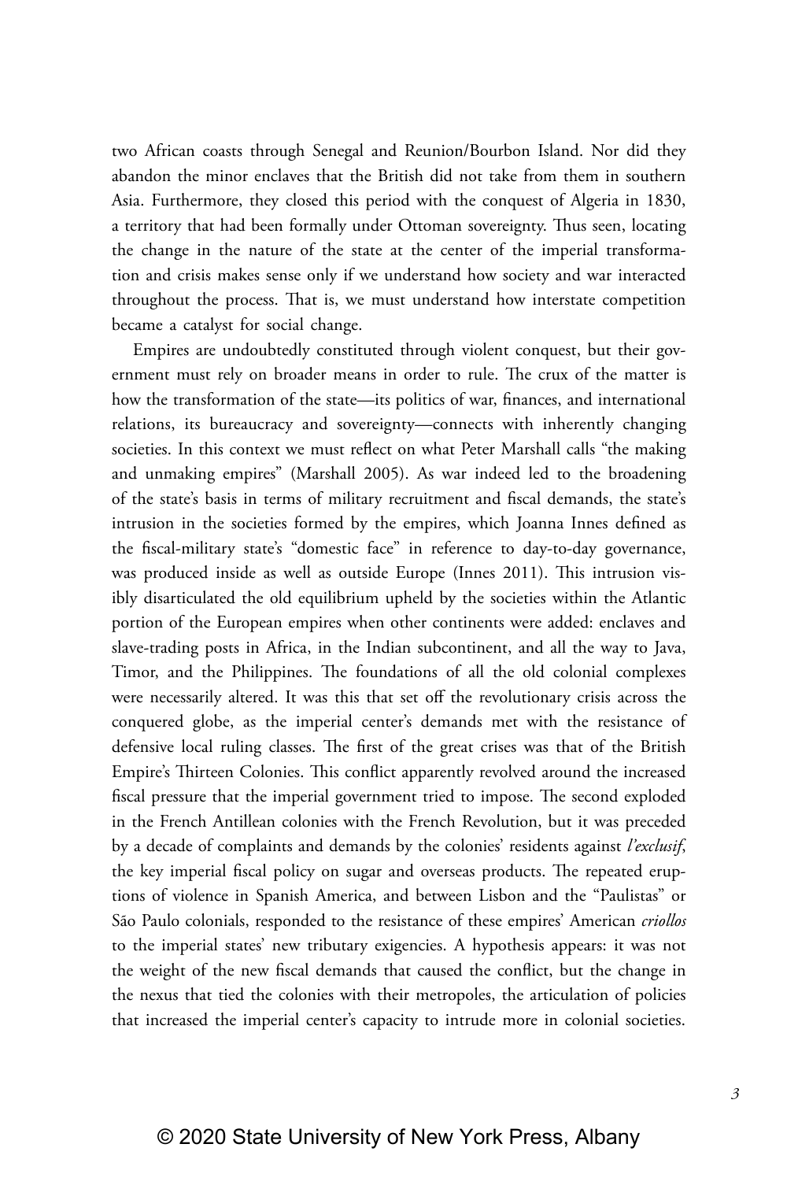two African coasts through Senegal and Reunion/Bourbon Island. Nor did they abandon the minor enclaves that the British did not take from them in southern Asia. Furthermore, they closed this period with the conquest of Algeria in 1830, a territory that had been formally under Ottoman sovereignty. Thus seen, locating the change in the nature of the state at the center of the imperial transformation and crisis makes sense only if we understand how society and war interacted throughout the process. That is, we must understand how interstate competition became a catalyst for social change.

Empires are undoubtedly constituted through violent conquest, but their government must rely on broader means in order to rule. The crux of the matter is how the transformation of the state—its politics of war, finances, and international relations, its bureaucracy and sovereignty—connects with inherently changing societies. In this context we must reflect on what Peter Marshall calls "the making and unmaking empires" (Marshall 2005). As war indeed led to the broadening of the state's basis in terms of military recruitment and fiscal demands, the state's intrusion in the societies formed by the empires, which Joanna Innes defined as the fiscal-military state's "domestic face" in reference to day-to-day governance, was produced inside as well as outside Europe (Innes 2011). This intrusion visibly disarticulated the old equilibrium upheld by the societies within the Atlantic portion of the European empires when other continents were added: enclaves and slave-trading posts in Africa, in the Indian subcontinent, and all the way to Java, Timor, and the Philippines. The foundations of all the old colonial complexes were necessarily altered. It was this that set off the revolutionary crisis across the conquered globe, as the imperial center's demands met with the resistance of defensive local ruling classes. The first of the great crises was that of the British Empire's Thirteen Colonies. This conflict apparently revolved around the increased fiscal pressure that the imperial government tried to impose. The second exploded in the French Antillean colonies with the French Revolution, but it was preceded by a decade of complaints and demands by the colonies' residents against *l'exclusif*, the key imperial fiscal policy on sugar and overseas products. The repeated eruptions of violence in Spanish America, and between Lisbon and the "Paulistas" or São Paulo colonials, responded to the resistance of these empires' American *criollos* to the imperial states' new tributary exigencies. A hypothesis appears: it was not the weight of the new fiscal demands that caused the conflict, but the change in the nexus that tied the colonies with their metropoles, the articulation of policies that increased the imperial center's capacity to intrude more in colonial societies.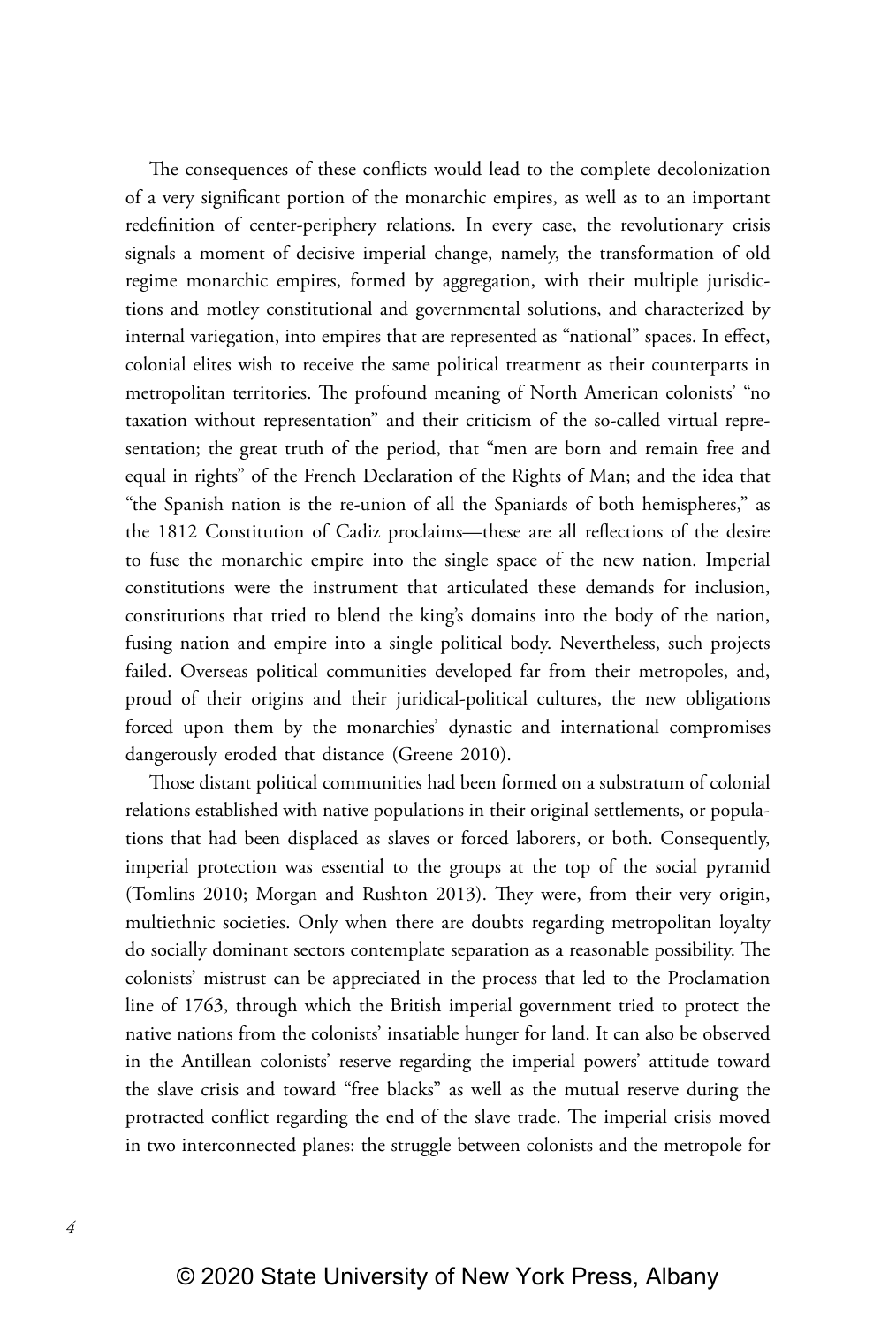The consequences of these conflicts would lead to the complete decolonization of a very significant portion of the monarchic empires, as well as to an important redefinition of center-periphery relations. In every case, the revolutionary crisis signals a moment of decisive imperial change, namely, the transformation of old regime monarchic empires, formed by aggregation, with their multiple jurisdictions and motley constitutional and governmental solutions, and characterized by internal variegation, into empires that are represented as "national" spaces. In effect, colonial elites wish to receive the same political treatment as their counterparts in metropolitan territories. The profound meaning of North American colonists' "no taxation without representation" and their criticism of the so-called virtual representation; the great truth of the period, that "men are born and remain free and equal in rights" of the French Declaration of the Rights of Man; and the idea that "the Spanish nation is the re-union of all the Spaniards of both hemispheres," as the 1812 Constitution of Cadiz proclaims—these are all reflections of the desire to fuse the monarchic empire into the single space of the new nation. Imperial constitutions were the instrument that articulated these demands for inclusion, constitutions that tried to blend the king's domains into the body of the nation, fusing nation and empire into a single political body. Nevertheless, such projects failed. Overseas political communities developed far from their metropoles, and, proud of their origins and their juridical-political cultures, the new obligations forced upon them by the monarchies' dynastic and international compromises dangerously eroded that distance (Greene 2010).

Those distant political communities had been formed on a substratum of colonial relations established with native populations in their original settlements, or populations that had been displaced as slaves or forced laborers, or both. Consequently, imperial protection was essential to the groups at the top of the social pyramid (Tomlins 2010; Morgan and Rushton 2013). They were, from their very origin, multiethnic societies. Only when there are doubts regarding metropolitan loyalty do socially dominant sectors contemplate separation as a reasonable possibility. The colonists' mistrust can be appreciated in the process that led to the Proclamation line of 1763, through which the British imperial government tried to protect the native nations from the colonists' insatiable hunger for land. It can also be observed in the Antillean colonists' reserve regarding the imperial powers' attitude toward the slave crisis and toward "free blacks" as well as the mutual reserve during the protracted conflict regarding the end of the slave trade. The imperial crisis moved in two interconnected planes: the struggle between colonists and the metropole for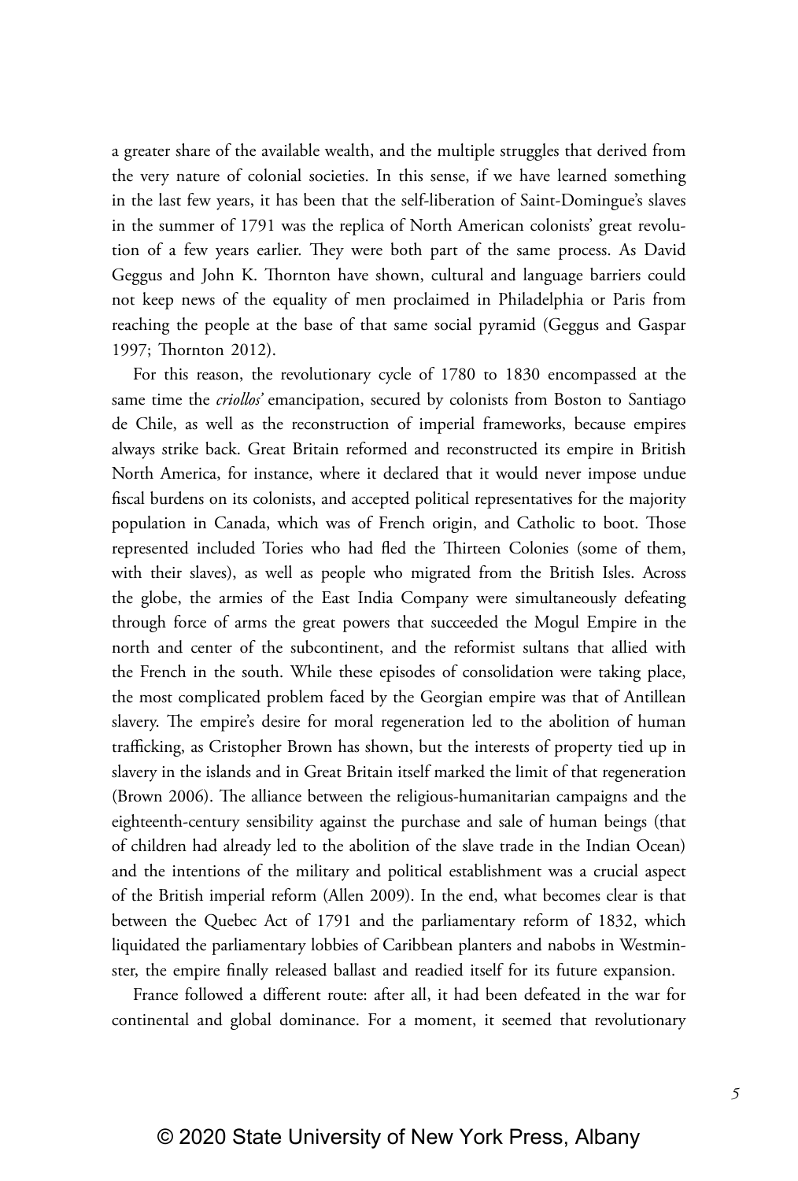a greater share of the available wealth, and the multiple struggles that derived from the very nature of colonial societies. In this sense, if we have learned something in the last few years, it has been that the self-liberation of Saint-Domingue's slaves in the summer of 1791 was the replica of North American colonists' great revolution of a few years earlier. They were both part of the same process. As David Geggus and John K. Thornton have shown, cultural and language barriers could not keep news of the equality of men proclaimed in Philadelphia or Paris from reaching the people at the base of that same social pyramid (Geggus and Gaspar 1997; Thornton 2012).

For this reason, the revolutionary cycle of 1780 to 1830 encompassed at the same time the *criollos'* emancipation, secured by colonists from Boston to Santiago de Chile, as well as the reconstruction of imperial frameworks, because empires always strike back. Great Britain reformed and reconstructed its empire in British North America, for instance, where it declared that it would never impose undue fiscal burdens on its colonists, and accepted political representatives for the majority population in Canada, which was of French origin, and Catholic to boot. Those represented included Tories who had fled the Thirteen Colonies (some of them, with their slaves), as well as people who migrated from the British Isles. Across the globe, the armies of the East India Company were simultaneously defeating through force of arms the great powers that succeeded the Mogul Empire in the north and center of the subcontinent, and the reformist sultans that allied with the French in the south. While these episodes of consolidation were taking place, the most complicated problem faced by the Georgian empire was that of Antillean slavery. The empire's desire for moral regeneration led to the abolition of human trafficking, as Cristopher Brown has shown, but the interests of property tied up in slavery in the islands and in Great Britain itself marked the limit of that regeneration (Brown 2006). The alliance between the religious-humanitarian campaigns and the eighteenth-century sensibility against the purchase and sale of human beings (that of children had already led to the abolition of the slave trade in the Indian Ocean) and the intentions of the military and political establishment was a crucial aspect of the British imperial reform (Allen 2009). In the end, what becomes clear is that between the Quebec Act of 1791 and the parliamentary reform of 1832, which liquidated the parliamentary lobbies of Caribbean planters and nabobs in Westminster, the empire finally released ballast and readied itself for its future expansion.

France followed a different route: after all, it had been defeated in the war for continental and global dominance. For a moment, it seemed that revolutionary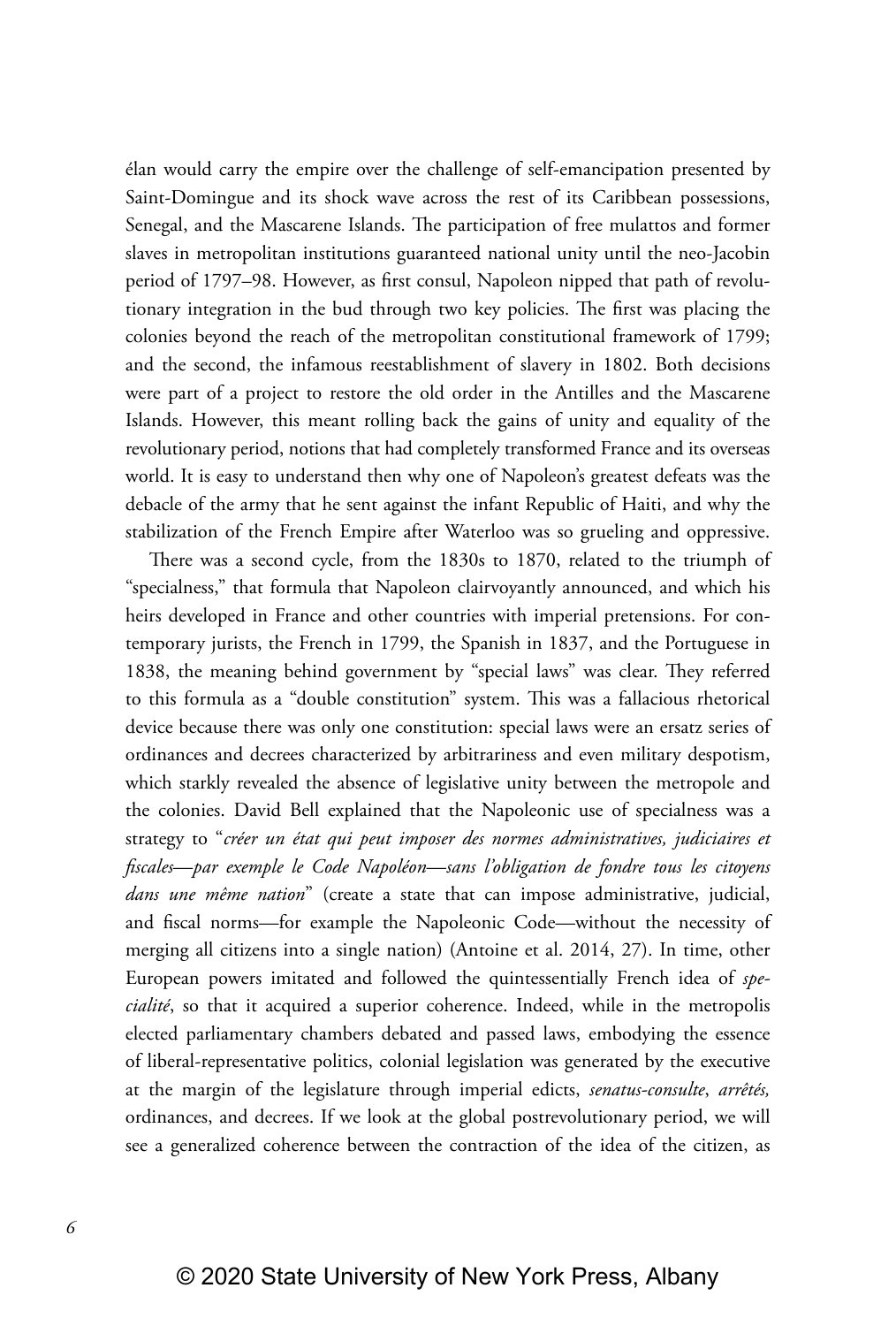élan would carry the empire over the challenge of self-emancipation presented by Saint-Domingue and its shock wave across the rest of its Caribbean possessions, Senegal, and the Mascarene Islands. The participation of free mulattos and former slaves in metropolitan institutions guaranteed national unity until the neo-Jacobin period of 1797–98. However, as first consul, Napoleon nipped that path of revolutionary integration in the bud through two key policies. The first was placing the colonies beyond the reach of the metropolitan constitutional framework of 1799; and the second, the infamous reestablishment of slavery in 1802. Both decisions were part of a project to restore the old order in the Antilles and the Mascarene Islands. However, this meant rolling back the gains of unity and equality of the revolutionary period, notions that had completely transformed France and its overseas world. It is easy to understand then why one of Napoleon's greatest defeats was the debacle of the army that he sent against the infant Republic of Haiti, and why the stabilization of the French Empire after Waterloo was so grueling and oppressive.

There was a second cycle, from the 1830s to 1870, related to the triumph of "specialness," that formula that Napoleon clairvoyantly announced, and which his heirs developed in France and other countries with imperial pretensions. For contemporary jurists, the French in 1799, the Spanish in 1837, and the Portuguese in 1838, the meaning behind government by "special laws" was clear. They referred to this formula as a "double constitution" system. This was a fallacious rhetorical device because there was only one constitution: special laws were an ersatz series of ordinances and decrees characterized by arbitrariness and even military despotism, which starkly revealed the absence of legislative unity between the metropole and the colonies. David Bell explained that the Napoleonic use of specialness was a strategy to "*créer un état qui peut imposer des normes administratives, judiciaires et fiscales—par exemple le Code Napoléon—sans l'obligation de fondre tous les citoyens dans une même nation*" (create a state that can impose administrative, judicial, and fiscal norms—for example the Napoleonic Code—without the necessity of merging all citizens into a single nation) (Antoine et al. 2014, 27). In time, other European powers imitated and followed the quintessentially French idea of *specialité*, so that it acquired a superior coherence. Indeed, while in the metropolis elected parliamentary chambers debated and passed laws, embodying the essence of liberal-representative politics, colonial legislation was generated by the executive at the margin of the legislature through imperial edicts, *senatus-consulte*, *arrêtés,* ordinances, and decrees. If we look at the global postrevolutionary period, we will see a generalized coherence between the contraction of the idea of the citizen, as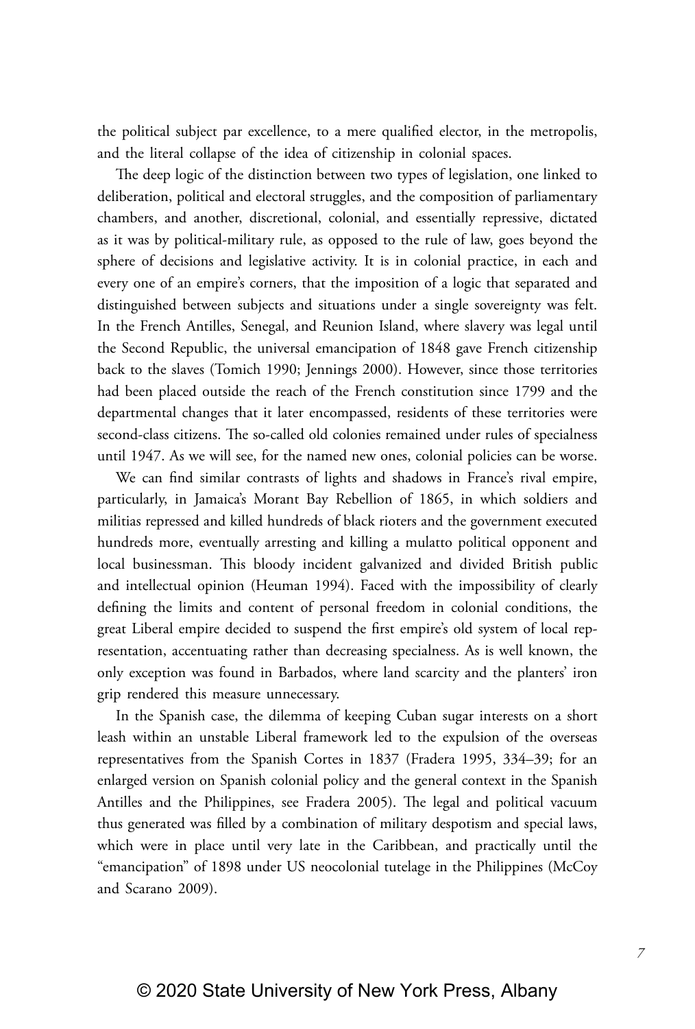the political subject par excellence, to a mere qualified elector, in the metropolis, and the literal collapse of the idea of citizenship in colonial spaces.

The deep logic of the distinction between two types of legislation, one linked to deliberation, political and electoral struggles, and the composition of parliamentary chambers, and another, discretional, colonial, and essentially repressive, dictated as it was by political-military rule, as opposed to the rule of law, goes beyond the sphere of decisions and legislative activity. It is in colonial practice, in each and every one of an empire's corners, that the imposition of a logic that separated and distinguished between subjects and situations under a single sovereignty was felt. In the French Antilles, Senegal, and Reunion Island, where slavery was legal until the Second Republic, the universal emancipation of 1848 gave French citizenship back to the slaves (Tomich 1990; Jennings 2000). However, since those territories had been placed outside the reach of the French constitution since 1799 and the departmental changes that it later encompassed, residents of these territories were second-class citizens. The so-called old colonies remained under rules of specialness until 1947. As we will see, for the named new ones, colonial policies can be worse.

We can find similar contrasts of lights and shadows in France's rival empire, particularly, in Jamaica's Morant Bay Rebellion of 1865, in which soldiers and militias repressed and killed hundreds of black rioters and the government executed hundreds more, eventually arresting and killing a mulatto political opponent and local businessman. This bloody incident galvanized and divided British public and intellectual opinion (Heuman 1994). Faced with the impossibility of clearly defining the limits and content of personal freedom in colonial conditions, the great Liberal empire decided to suspend the first empire's old system of local representation, accentuating rather than decreasing specialness. As is well known, the only exception was found in Barbados, where land scarcity and the planters' iron grip rendered this measure unnecessary.

In the Spanish case, the dilemma of keeping Cuban sugar interests on a short leash within an unstable Liberal framework led to the expulsion of the overseas representatives from the Spanish Cortes in 1837 (Fradera 1995, 334–39; for an enlarged version on Spanish colonial policy and the general context in the Spanish Antilles and the Philippines, see Fradera 2005). The legal and political vacuum thus generated was filled by a combination of military despotism and special laws, which were in place until very late in the Caribbean, and practically until the "emancipation" of 1898 under US neocolonial tutelage in the Philippines (McCoy and Scarano 2009).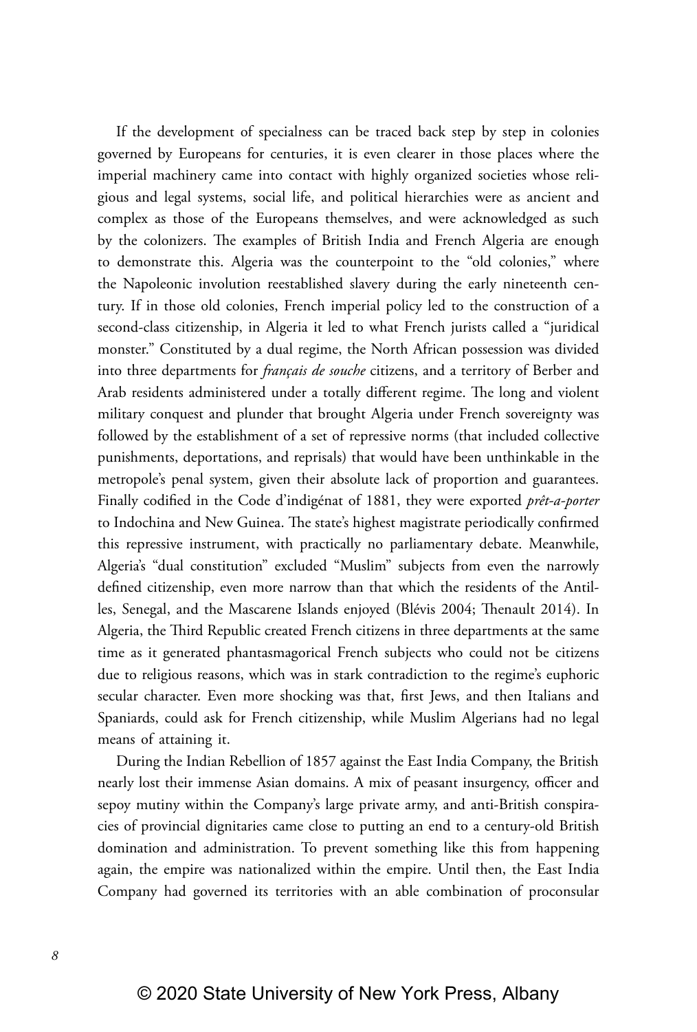If the development of specialness can be traced back step by step in colonies governed by Europeans for centuries, it is even clearer in those places where the imperial machinery came into contact with highly organized societies whose religious and legal systems, social life, and political hierarchies were as ancient and complex as those of the Europeans themselves, and were acknowledged as such by the colonizers. The examples of British India and French Algeria are enough to demonstrate this. Algeria was the counterpoint to the "old colonies," where the Napoleonic involution reestablished slavery during the early nineteenth century. If in those old colonies, French imperial policy led to the construction of a second-class citizenship, in Algeria it led to what French jurists called a "juridical monster." Constituted by a dual regime, the North African possession was divided into three departments for *français de souche* citizens, and a territory of Berber and Arab residents administered under a totally different regime. The long and violent military conquest and plunder that brought Algeria under French sovereignty was followed by the establishment of a set of repressive norms (that included collective punishments, deportations, and reprisals) that would have been unthinkable in the metropole's penal system, given their absolute lack of proportion and guarantees. Finally codified in the Code d'indigénat of 1881, they were exported *prêt-a-porter* to Indochina and New Guinea. The state's highest magistrate periodically confirmed this repressive instrument, with practically no parliamentary debate. Meanwhile, Algeria's "dual constitution" excluded "Muslim" subjects from even the narrowly defined citizenship, even more narrow than that which the residents of the Antilles, Senegal, and the Mascarene Islands enjoyed (Blévis 2004; Thenault 2014). In Algeria, the Third Republic created French citizens in three departments at the same time as it generated phantasmagorical French subjects who could not be citizens due to religious reasons, which was in stark contradiction to the regime's euphoric secular character. Even more shocking was that, first Jews, and then Italians and Spaniards, could ask for French citizenship, while Muslim Algerians had no legal means of attaining it.

During the Indian Rebellion of 1857 against the East India Company, the British nearly lost their immense Asian domains. A mix of peasant insurgency, officer and sepoy mutiny within the Company's large private army, and anti-British conspiracies of provincial dignitaries came close to putting an end to a century-old British domination and administration. To prevent something like this from happening again, the empire was nationalized within the empire. Until then, the East India Company had governed its territories with an able combination of proconsular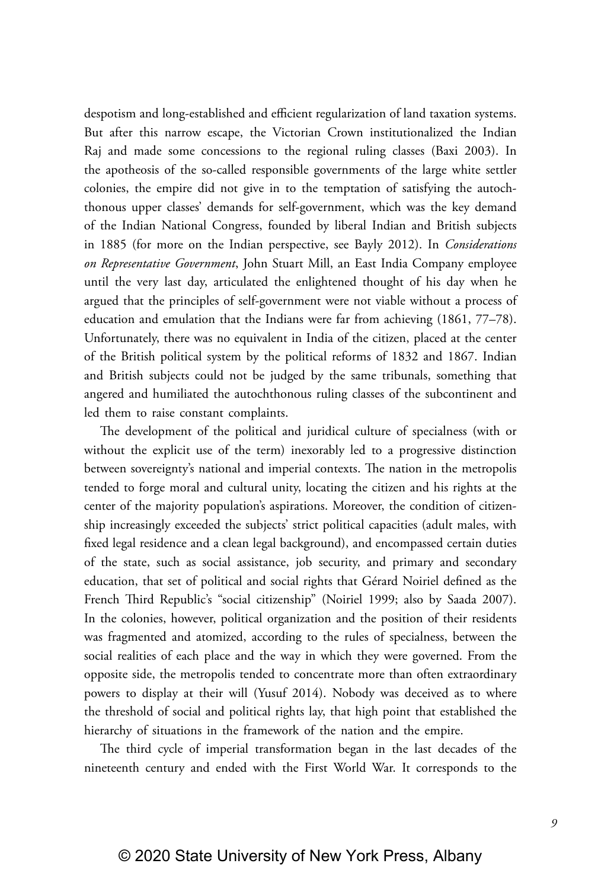despotism and long-established and efficient regularization of land taxation systems. But after this narrow escape, the Victorian Crown institutionalized the Indian Raj and made some concessions to the regional ruling classes (Baxi 2003). In the apotheosis of the so-called responsible governments of the large white settler colonies, the empire did not give in to the temptation of satisfying the autochthonous upper classes' demands for self-government, which was the key demand of the Indian National Congress, founded by liberal Indian and British subjects in 1885 (for more on the Indian perspective, see Bayly 2012). In *Considerations on Representative Government*, John Stuart Mill, an East India Company employee until the very last day, articulated the enlightened thought of his day when he argued that the principles of self-government were not viable without a process of education and emulation that the Indians were far from achieving (1861, 77–78). Unfortunately, there was no equivalent in India of the citizen, placed at the center of the British political system by the political reforms of 1832 and 1867. Indian and British subjects could not be judged by the same tribunals, something that angered and humiliated the autochthonous ruling classes of the subcontinent and led them to raise constant complaints.

The development of the political and juridical culture of specialness (with or without the explicit use of the term) inexorably led to a progressive distinction between sovereignty's national and imperial contexts. The nation in the metropolis tended to forge moral and cultural unity, locating the citizen and his rights at the center of the majority population's aspirations. Moreover, the condition of citizenship increasingly exceeded the subjects' strict political capacities (adult males, with fixed legal residence and a clean legal background), and encompassed certain duties of the state, such as social assistance, job security, and primary and secondary education, that set of political and social rights that Gérard Noiriel defined as the French Third Republic's "social citizenship" (Noiriel 1999; also by Saada 2007). In the colonies, however, political organization and the position of their residents was fragmented and atomized, according to the rules of specialness, between the social realities of each place and the way in which they were governed. From the opposite side, the metropolis tended to concentrate more than often extraordinary powers to display at their will (Yusuf 2014). Nobody was deceived as to where the threshold of social and political rights lay, that high point that established the hierarchy of situations in the framework of the nation and the empire.

The third cycle of imperial transformation began in the last decades of the nineteenth century and ended with the First World War. It corresponds to the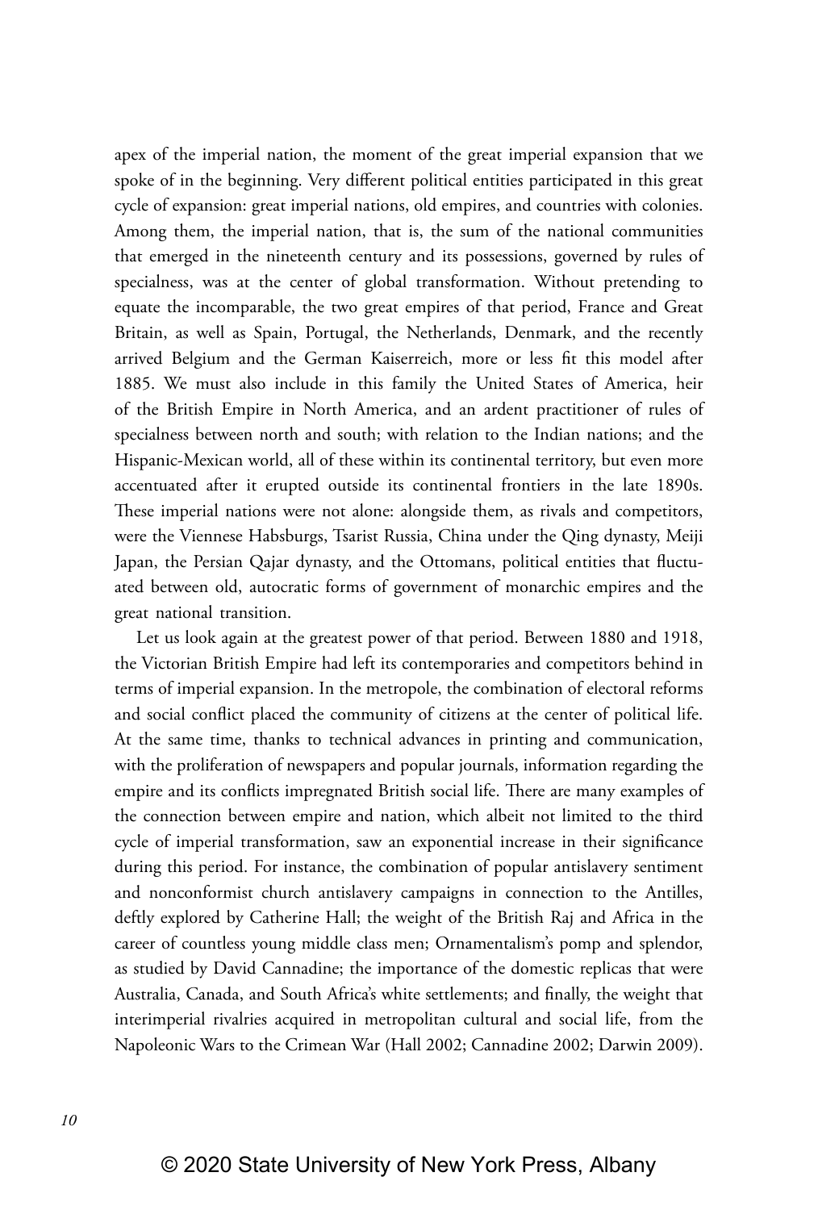apex of the imperial nation, the moment of the great imperial expansion that we spoke of in the beginning. Very different political entities participated in this great cycle of expansion: great imperial nations, old empires, and countries with colonies. Among them, the imperial nation, that is, the sum of the national communities that emerged in the nineteenth century and its possessions, governed by rules of specialness, was at the center of global transformation. Without pretending to equate the incomparable, the two great empires of that period, France and Great Britain, as well as Spain, Portugal, the Netherlands, Denmark, and the recently arrived Belgium and the German Kaiserreich, more or less fit this model after 1885. We must also include in this family the United States of America, heir of the British Empire in North America, and an ardent practitioner of rules of specialness between north and south; with relation to the Indian nations; and the Hispanic-Mexican world, all of these within its continental territory, but even more accentuated after it erupted outside its continental frontiers in the late 1890s. These imperial nations were not alone: alongside them, as rivals and competitors, were the Viennese Habsburgs, Tsarist Russia, China under the Qing dynasty, Meiji Japan, the Persian Qajar dynasty, and the Ottomans, political entities that fluctuated between old, autocratic forms of government of monarchic empires and the great national transition.

Let us look again at the greatest power of that period. Between 1880 and 1918, the Victorian British Empire had left its contemporaries and competitors behind in terms of imperial expansion. In the metropole, the combination of electoral reforms and social conflict placed the community of citizens at the center of political life. At the same time, thanks to technical advances in printing and communication, with the proliferation of newspapers and popular journals, information regarding the empire and its conflicts impregnated British social life. There are many examples of the connection between empire and nation, which albeit not limited to the third cycle of imperial transformation, saw an exponential increase in their significance during this period. For instance, the combination of popular antislavery sentiment and nonconformist church antislavery campaigns in connection to the Antilles, deftly explored by Catherine Hall; the weight of the British Raj and Africa in the career of countless young middle class men; Ornamentalism's pomp and splendor, as studied by David Cannadine; the importance of the domestic replicas that were Australia, Canada, and South Africa's white settlements; and finally, the weight that interimperial rivalries acquired in metropolitan cultural and social life, from the Napoleonic Wars to the Crimean War (Hall 2002; Cannadine 2002; Darwin 2009).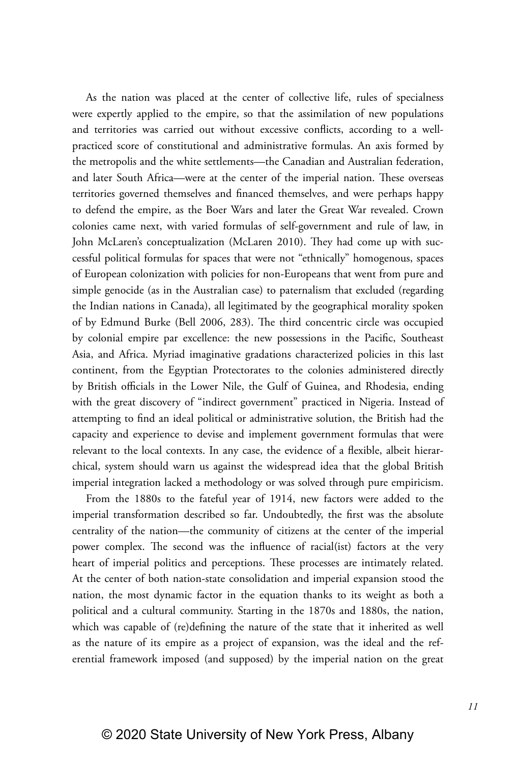As the nation was placed at the center of collective life, rules of specialness were expertly applied to the empire, so that the assimilation of new populations and territories was carried out without excessive conflicts, according to a well-practiced score of constitutional and administrative formulas. An axis formed by the metropolis and the white settlements—the Canadian and Australian federation, and later South Africa—were at the center of the imperial nation. These overseas territories governed themselves and financed themselves, and were perhaps happy to defend the empire, as the Boer Wars and later the Great War revealed. Crown colonies came next, with varied formulas of self-government and rule of law, in John McLaren's conceptualization (McLaren 2010). They had come up with successful political formulas for spaces that were not "ethnically" homogenous, spaces of European colonization with policies for non-Europeans that went from pure and simple genocide (as in the Australian case) to paternalism that excluded (regarding the Indian nations in Canada), all legitimated by the geographical morality spoken of by Edmund Burke (Bell 2006, 283). The third concentric circle was occupied by colonial empire par excellence: the new possessions in the Pacific, Southeast Asia, and Africa. Myriad imaginative gradations characterized policies in this last continent, from the Egyptian Protectorates to the colonies administered directly by British officials in the Lower Nile, the Gulf of Guinea, and Rhodesia, ending with the great discovery of "indirect government" practiced in Nigeria. Instead of attempting to find an ideal political or administrative solution, the British had the capacity and experience to devise and implement government formulas that were relevant to the local contexts. In any case, the evidence of a flexible, albeit hierarchical, system should warn us against the widespread idea that the global British imperial integration lacked a methodology or was solved through pure empiricism.

From the 1880s to the fateful year of 1914, new factors were added to the imperial transformation described so far. Undoubtedly, the first was the absolute centrality of the nation—the community of citizens at the center of the imperial power complex. The second was the influence of racial(ist) factors at the very heart of imperial politics and perceptions. These processes are intimately related. At the center of both nation-state consolidation and imperial expansion stood the nation, the most dynamic factor in the equation thanks to its weight as both a political and a cultural community. Starting in the 1870s and 1880s, the nation, which was capable of (re)defining the nature of the state that it inherited as well as the nature of its empire as a project of expansion, was the ideal and the referential framework imposed (and supposed) by the imperial nation on the great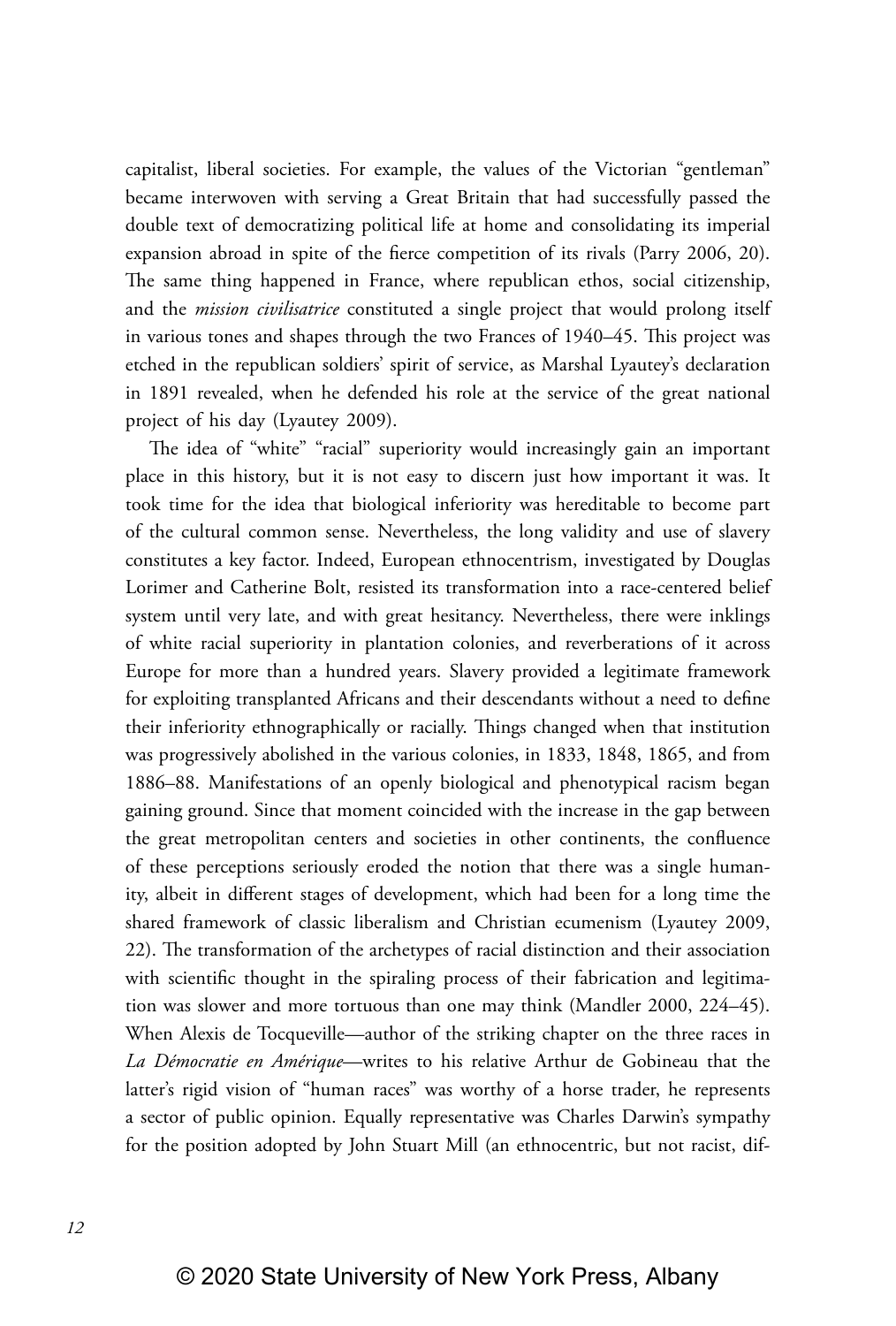capitalist, liberal societies. For example, the values of the Victorian "gentleman" became interwoven with serving a Great Britain that had successfully passed the double text of democratizing political life at home and consolidating its imperial expansion abroad in spite of the fierce competition of its rivals (Parry 2006, 20). The same thing happened in France, where republican ethos, social citizenship, and the *mission civilisatrice* constituted a single project that would prolong itself in various tones and shapes through the two Frances of 1940–45. This project was etched in the republican soldiers' spirit of service, as Marshal Lyautey's declaration in 1891 revealed, when he defended his role at the service of the great national project of his day (Lyautey 2009).

The idea of "white" "racial" superiority would increasingly gain an important place in this history, but it is not easy to discern just how important it was. It took time for the idea that biological inferiority was hereditable to become part of the cultural common sense. Nevertheless, the long validity and use of slavery constitutes a key factor. Indeed, European ethnocentrism, investigated by Douglas Lorimer and Catherine Bolt, resisted its transformation into a race-centered belief system until very late, and with great hesitancy. Nevertheless, there were inklings of white racial superiority in plantation colonies, and reverberations of it across Europe for more than a hundred years. Slavery provided a legitimate framework for exploiting transplanted Africans and their descendants without a need to define their inferiority ethnographically or racially. Things changed when that institution was progressively abolished in the various colonies, in 1833, 1848, 1865, and from 1886–88. Manifestations of an openly biological and phenotypical racism began gaining ground. Since that moment coincided with the increase in the gap between the great metropolitan centers and societies in other continents, the confluence of these perceptions seriously eroded the notion that there was a single humanity, albeit in different stages of development, which had been for a long time the shared framework of classic liberalism and Christian ecumenism (Lyautey 2009, 22). The transformation of the archetypes of racial distinction and their association with scientific thought in the spiraling process of their fabrication and legitimation was slower and more tortuous than one may think (Mandler 2000, 224–45). When Alexis de Tocqueville—author of the striking chapter on the three races in *La Démocratie en Amérique*—writes to his relative Arthur de Gobineau that the latter's rigid vision of "human races" was worthy of a horse trader, he represents a sector of public opinion. Equally representative was Charles Darwin's sympathy for the position adopted by John Stuart Mill (an ethnocentric, but not racist, dif-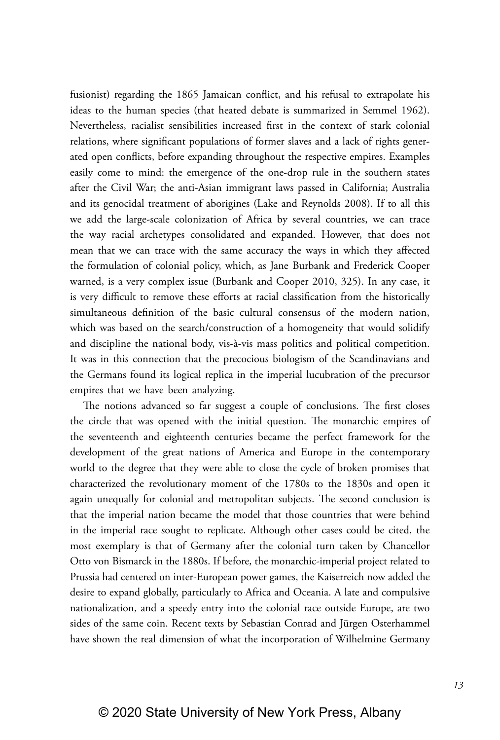fusionist) regarding the 1865 Jamaican conflict, and his refusal to extrapolate his ideas to the human species (that heated debate is summarized in Semmel 1962). Nevertheless, racialist sensibilities increased first in the context of stark colonial relations, where significant populations of former slaves and a lack of rights generated open conflicts, before expanding throughout the respective empires. Examples easily come to mind: the emergence of the one-drop rule in the southern states after the Civil War; the anti-Asian immigrant laws passed in California; Australia and its genocidal treatment of aborigines (Lake and Reynolds 2008). If to all this we add the large-scale colonization of Africa by several countries, we can trace the way racial archetypes consolidated and expanded. However, that does not mean that we can trace with the same accuracy the ways in which they affected the formulation of colonial policy, which, as Jane Burbank and Frederick Cooper warned, is a very complex issue (Burbank and Cooper 2010, 325). In any case, it is very difficult to remove these efforts at racial classification from the historically simultaneous definition of the basic cultural consensus of the modern nation, which was based on the search/construction of a homogeneity that would solidify and discipline the national body, vis-à-vis mass politics and political competition. It was in this connection that the precocious biologism of the Scandinavians and the Germans found its logical replica in the imperial lucubration of the precursor empires that we have been analyzing.

The notions advanced so far suggest a couple of conclusions. The first closes the circle that was opened with the initial question. The monarchic empires of the seventeenth and eighteenth centuries became the perfect framework for the development of the great nations of America and Europe in the contemporary world to the degree that they were able to close the cycle of broken promises that characterized the revolutionary moment of the 1780s to the 1830s and open it again unequally for colonial and metropolitan subjects. The second conclusion is that the imperial nation became the model that those countries that were behind in the imperial race sought to replicate. Although other cases could be cited, the most exemplary is that of Germany after the colonial turn taken by Chancellor Otto von Bismarck in the 1880s. If before, the monarchic-imperial project related to Prussia had centered on inter-European power games, the Kaiserreich now added the desire to expand globally, particularly to Africa and Oceania. A late and compulsive nationalization, and a speedy entry into the colonial race outside Europe, are two sides of the same coin. Recent texts by Sebastian Conrad and Jürgen Osterhammel have shown the real dimension of what the incorporation of Wilhelmine Germany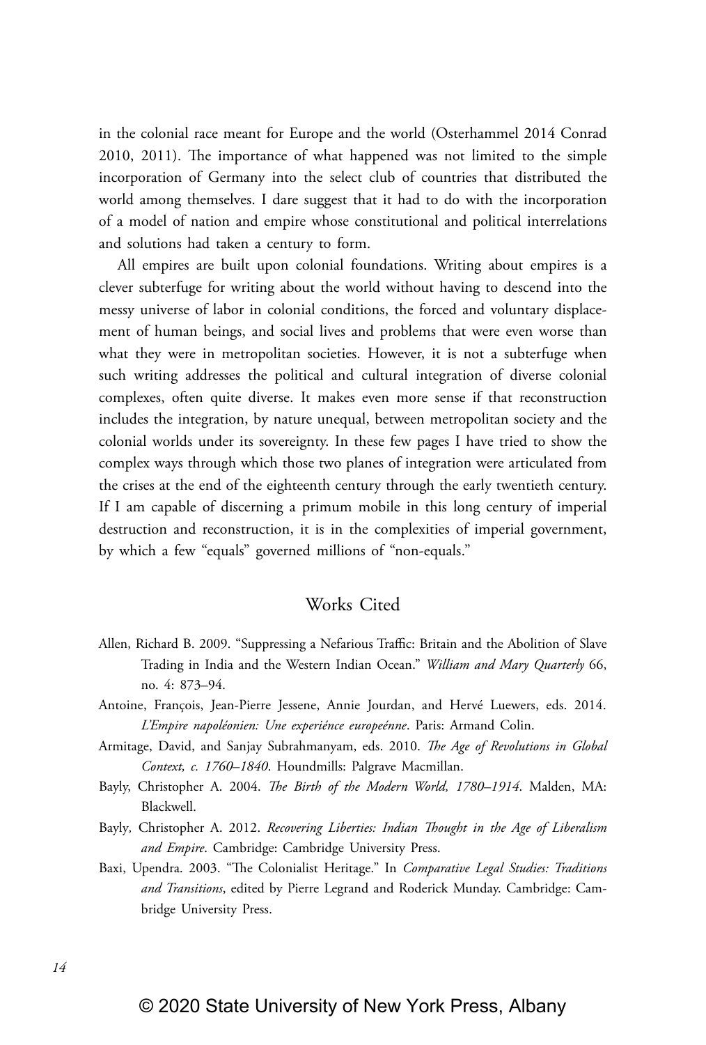in the colonial race meant for Europe and the world (Osterhammel 2014 Conrad 2010, 2011). The importance of what happened was not limited to the simple incorporation of Germany into the select club of countries that distributed the world among themselves. I dare suggest that it had to do with the incorporation of a model of nation and empire whose constitutional and political interrelations and solutions had taken a century to form.

All empires are built upon colonial foundations. Writing about empires is a clever subterfuge for writing about the world without having to descend into the messy universe of labor in colonial conditions, the forced and voluntary displacement of human beings, and social lives and problems that were even worse than what they were in metropolitan societies. However, it is not a subterfuge when such writing addresses the political and cultural integration of diverse colonial complexes, often quite diverse. It makes even more sense if that reconstruction includes the integration, by nature unequal, between metropolitan society and the colonial worlds under its sovereignty. In these few pages I have tried to show the complex ways through which those two planes of integration were articulated from the crises at the end of the eighteenth century through the early twentieth century. If I am capable of discerning a primum mobile in this long century of imperial destruction and reconstruction, it is in the complexities of imperial government, by which a few "equals" governed millions of "non-equals."

## Works Cited

Allen, Richard B. 2009. "Suppressing a Nefarious Traffic: Britain and the Abolition of Slave Trading in India and the Western Indian Ocean." *William and Mary Quarterly* 66, no. 4: 873–94.

Antoine, François, Jean-Pierre Jessene, Annie Jourdan, and Hervé Luewers, eds. 2014. *L'Empire napoléonien: Une experiénce europeénne*. Paris: Armand Colin.

Armitage, David, and Sanjay Subrahmanyam, eds. 2010. *The Age of Revolutions in Global Context, c. 1760–1840*. Houndmills: Palgrave Macmillan.

Bayly, Christopher A. 2004. *The Birth of the Modern World, 1780–1914*. Malden, MA: Blackwell.

Bayly, Christopher A. 2012. *Recovering Liberties: Indian Thought in the Age of Liberalism and Empire*. Cambridge: Cambridge University Press.

Baxi, Upendra. 2003. "The Colonialist Heritage." In *Comparative Legal Studies: Traditions and Transitions*, edited by Pierre Legrand and Roderick Munday. Cambridge: Cambridge University Press.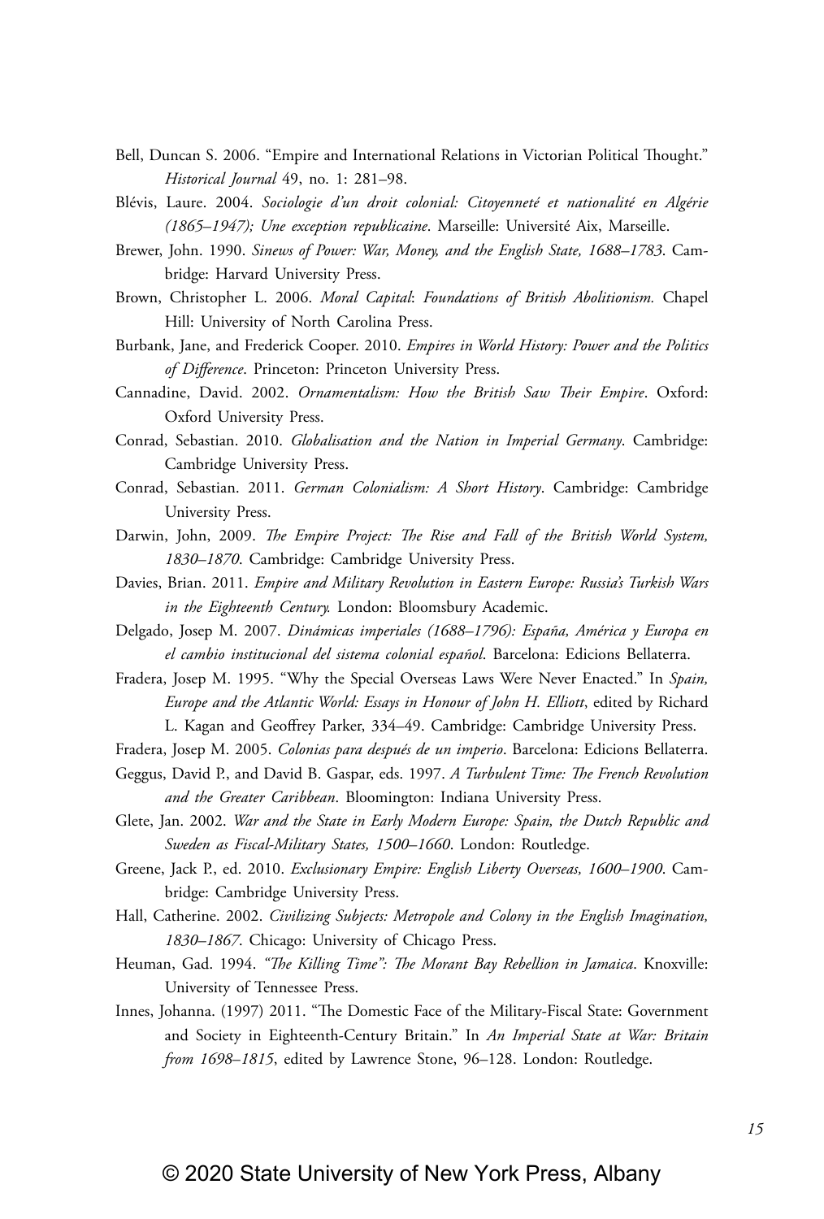Bell, Duncan S. 2006. "Empire and International Relations in Victorian Political Thought." *Historical Journal* 49, no. 1: 281–98.

Blévis, Laure. 2004. *Sociologie d'un droit colonial: Citoyenneté et nationalité en Algérie (1865–1947); Une exception republicaine*. Marseille: Université Aix, Marseille.

Brewer, John. 1990. *Sinews of Power: War, Money, and the English State, 1688–1783*. Cambridge: Harvard University Press.

Brown, Christopher L. 2006. *Moral Capital*: *Foundations of British Abolitionism.* Chapel Hill: University of North Carolina Press.

Burbank, Jane, and Frederick Cooper. 2010. *Empires in World History: Power and the Politics of Difference*. Princeton: Princeton University Press.

Cannadine, David. 2002. *Ornamentalism: How the British Saw Their Empire*. Oxford: Oxford University Press.

Conrad, Sebastian. 2010. *Globalisation and the Nation in Imperial Germany*. Cambridge: Cambridge University Press.

Conrad, Sebastian. 2011. *German Colonialism: A Short History*. Cambridge: Cambridge University Press.

Darwin, John, 2009. *The Empire Project: The Rise and Fall of the British World System, 1830–1870*. Cambridge: Cambridge University Press.

Davies, Brian. 2011. *Empire and Military Revolution in Eastern Europe: Russia's Turkish Wars in the Eighteenth Century.* London: Bloomsbury Academic.

Delgado, Josep M. 2007. *Dinámicas imperiales (1688–1796): España, América y Europa en el cambio institucional del sistema colonial español*. Barcelona: Edicions Bellaterra.

Fradera, Josep M. 1995. "Why the Special Overseas Laws Were Never Enacted." In *Spain, Europe and the Atlantic World: Essays in Honour of John H. Elliott*, edited by Richard L. Kagan and Geoffrey Parker, 334–49. Cambridge: Cambridge University Press.

Fradera, Josep M. 2005. *Colonias para después de un imperio*. Barcelona: Edicions Bellaterra.

Geggus, David P., and David B. Gaspar, eds. 1997. *A Turbulent Time: The French Revolution and the Greater Caribbean*. Bloomington: Indiana University Press.

Glete, Jan. 2002. *War and the State in Early Modern Europe: Spain, the Dutch Republic and Sweden as Fiscal-Military States, 1500–1660*. London: Routledge.

Greene, Jack P., ed. 2010. *Exclusionary Empire: English Liberty Overseas, 1600–1900*. Cambridge: Cambridge University Press.

Hall, Catherine. 2002. *Civilizing Subjects: Metropole and Colony in the English Imagination, 1830–1867*. Chicago: University of Chicago Press.

Heuman, Gad. 1994. *"The Killing Time": The Morant Bay Rebellion in Jamaica*. Knoxville: University of Tennessee Press.

Innes, Johanna. (1997) 2011. "The Domestic Face of the Military-Fiscal State: Government and Society in Eighteenth-Century Britain." In *An Imperial State at War: Britain from 1698–1815*, edited by Lawrence Stone, 96–128. London: Routledge.

© 2020 State University of New York Press, Albany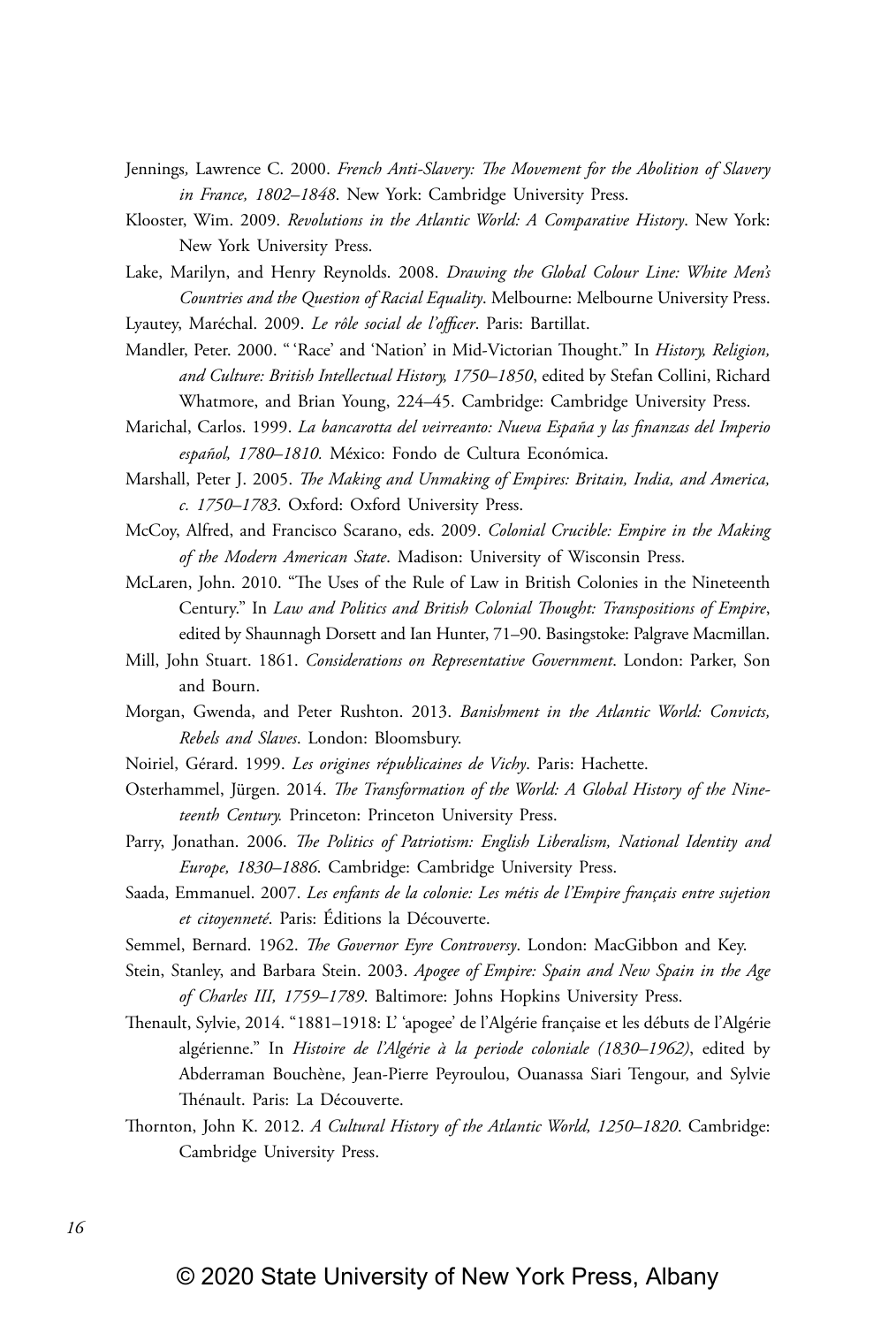Jennings, Lawrence C. 2000. *French Anti-Slavery: The Movement for the Abolition of Slavery in France, 1802–1848*. New York: Cambridge University Press.

Klooster, Wim. 2009. *Revolutions in the Atlantic World: A Comparative History*. New York: New York University Press.

Lake, Marilyn, and Henry Reynolds. 2008. *Drawing the Global Colour Line: White Men's Countries and the Question of Racial Equality*. Melbourne: Melbourne University Press.

Lyautey, Maréchal. 2009. *Le rôle social de l'officer*. Paris: Bartillat.

Mandler, Peter. 2000. " 'Race' and 'Nation' in Mid-Victorian Thought." In *History, Religion, and Culture: British Intellectual History, 1750–1850*, edited by Stefan Collini, Richard Whatmore, and Brian Young, 224–45. Cambridge: Cambridge University Press.

Marichal, Carlos. 1999. *La bancarotta del veirreanto: Nueva España y las finanzas del Imperio español, 1780–1810.* México: Fondo de Cultura Económica.

Marshall, Peter J. 2005. *The Making and Unmaking of Empires: Britain, India, and America, c. 1750–1783*. Oxford: Oxford University Press.

McCoy, Alfred, and Francisco Scarano, eds. 2009. *Colonial Crucible: Empire in the Making of the Modern American State*. Madison: University of Wisconsin Press.

McLaren, John. 2010. "The Uses of the Rule of Law in British Colonies in the Nineteenth Century." In *Law and Politics and British Colonial Thought: Transpositions of Empire*, edited by Shaunnagh Dorsett and Ian Hunter, 71–90. Basingstoke: Palgrave Macmillan.

Mill, John Stuart. 1861. *Considerations on Representative Government*. London: Parker, Son and Bourn.

Morgan, Gwenda, and Peter Rushton. 2013. *Banishment in the Atlantic World: Convicts, Rebels and Slaves*. London: Bloomsbury.

Noiriel, Gérard. 1999. *Les origines républicaines de Vichy*. Paris: Hachette.

Osterhammel, Jürgen. 2014. *The Transformation of the World: A Global History of the Nineteenth Century.* Princeton: Princeton University Press.

Parry, Jonathan. 2006. *The Politics of Patriotism: English Liberalism, National Identity and Europe, 1830–1886*. Cambridge: Cambridge University Press.

Saada, Emmanuel. 2007. *Les enfants de la colonie: Les métis de l'Empire français entre sujetion et citoyenneté*. Paris: Éditions la Découverte.

Semmel, Bernard. 1962. *The Governor Eyre Controversy*. London: MacGibbon and Key.

Stein, Stanley, and Barbara Stein. 2003. *Apogee of Empire: Spain and New Spain in the Age of Charles III, 1759–1789*. Baltimore: Johns Hopkins University Press.

Thenault, Sylvie, 2014. "1881–1918: L' 'apogee' de l'Algérie française et les débuts de l'Algérie algérienne." In *Histoire de l'Algérie à la periode coloniale (1830–1962)*, edited by Abderraman Bouchène, Jean-Pierre Peyroulou, Ouanassa Siari Tengour, and Sylvie Thénault. Paris: La Découverte.

Thornton, John K. 2012. *A Cultural History of the Atlantic World, 1250–1820*. Cambridge: Cambridge University Press.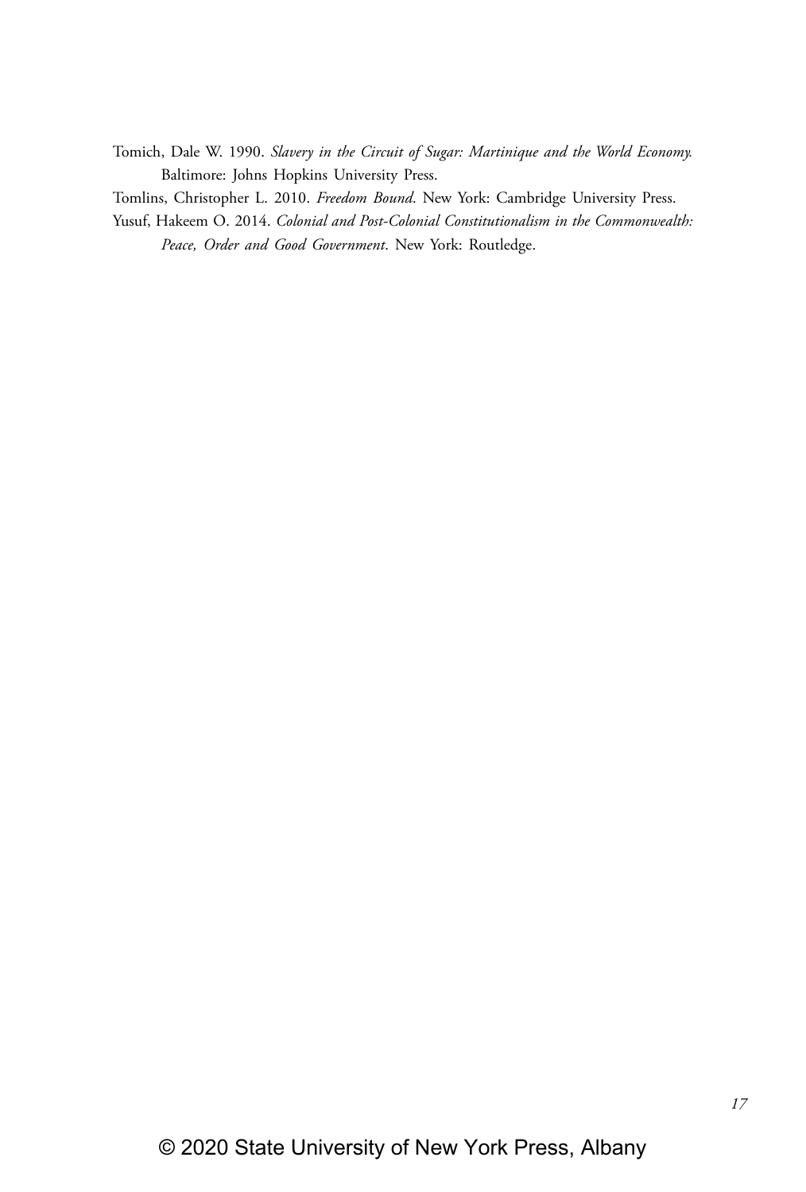Tomich, Dale W. 1990. *Slavery in the Circuit of Sugar: Martinique and the World Economy.* Baltimore: Johns Hopkins University Press.

Tomlins, Christopher L. 2010. *Freedom Bound*. New York: Cambridge University Press.

Yusuf, Hakeem O. 2014. *Colonial and Post-Colonial Constitutionalism in the Commonwealth: Peace, Order and Good Government*. New York: Routledge.

© 2020 State University of New York Press, Albany